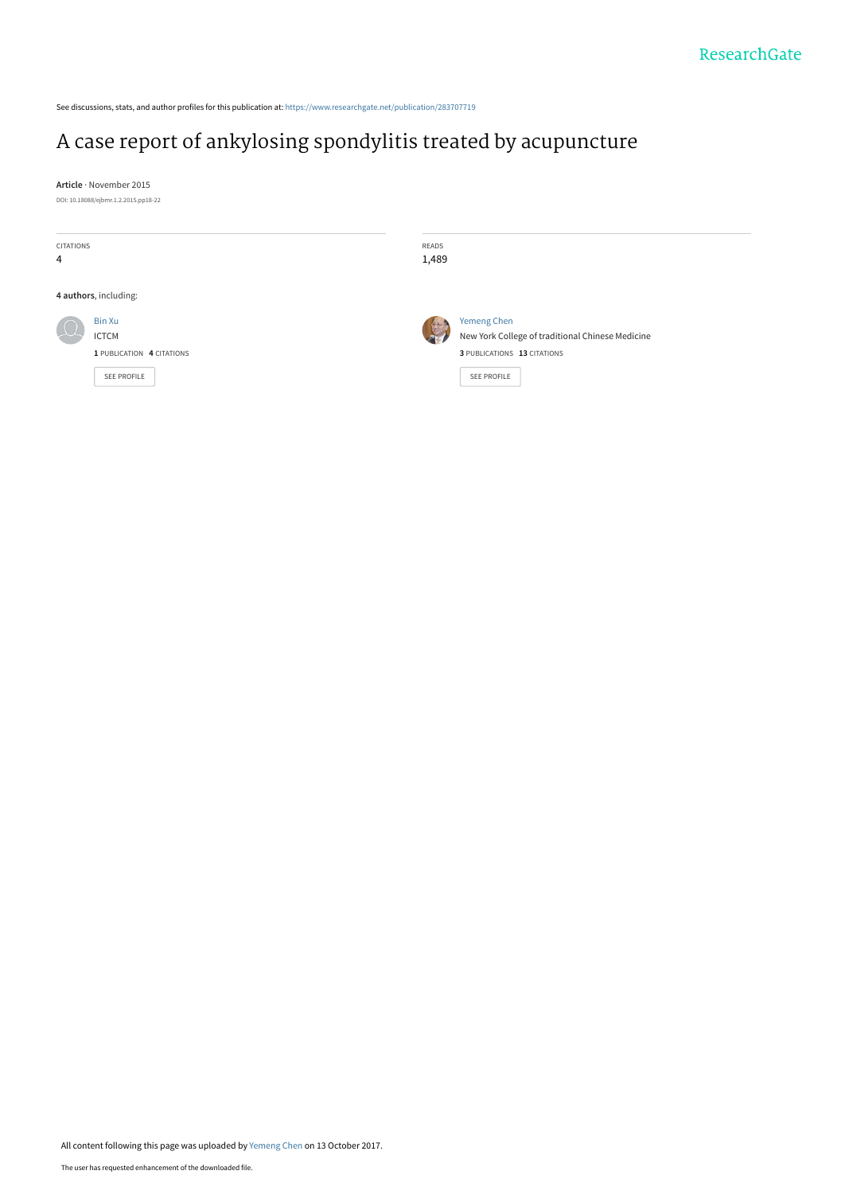See discussions, stats, and author profiles for this publication at: https://www.researchgate.net/publication/283707719

# A case report of ankylosing spondylitis treated by acupuncture

**Article** · November 2015

DOI: 10.18088/ejbmr.1.2.2015.pp18-22

CITATIONS
4

READS
1,489

**4 authors**, including:

Bin Xu
ICTCM
**1** PUBLICATION **4** CITATIONS

SEE PROFILE

Yemeng Chen
New York College of traditional Chinese Medicine
**3** PUBLICATIONS **13** CITATIONS

SEE PROFILE

All content following this page was uploaded by Yemeng Chen on 13 October 2017.

The user has requested enhancement of the downloaded file.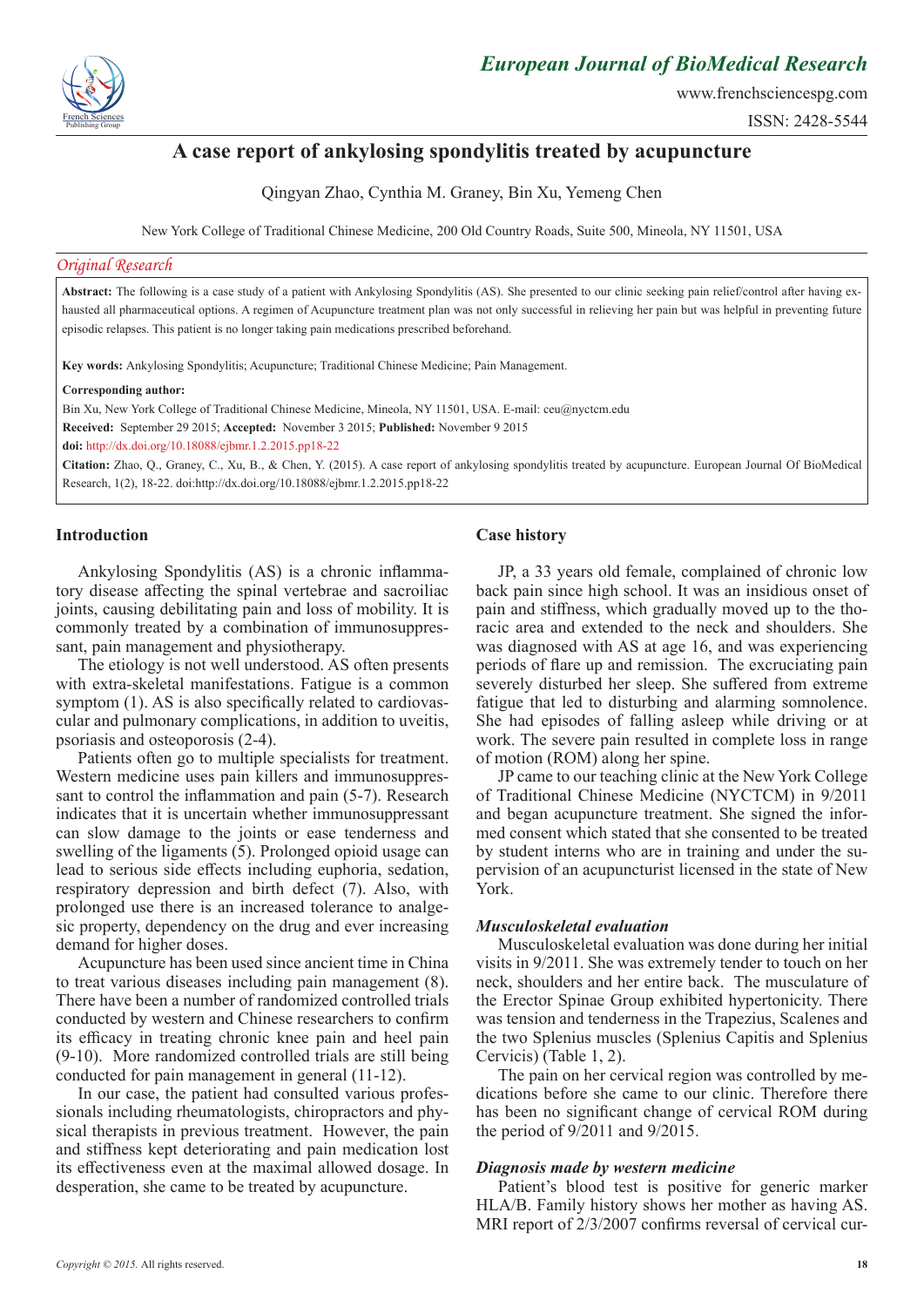# A case report of ankylosing spondylitis treated by acupuncture

Qingyan Zhao, Cynthia M. Graney, Bin Xu, Yemeng Chen

New York College of Traditional Chinese Medicine, 200 Old Country Roads, Suite 500, Mineola, NY 11501, USA

*Original Research*

**Abstract:** The following is a case study of a patient with Ankylosing Spondylitis (AS). She presented to our clinic seeking pain relief/control after having exhausted all pharmaceutical options. A regimen of Acupuncture treatment plan was not only successful in relieving her pain but was helpful in preventing future episodic relapses. This patient is no longer taking pain medications prescribed beforehand.

**Key words:** Ankylosing Spondylitis; Acupuncture; Traditional Chinese Medicine; Pain Management.

**Corresponding author:**

Bin Xu, New York College of Traditional Chinese Medicine, Mineola, NY 11501, USA. E-mail: ceu@nyctcm.edu

**Received:** September 29 2015; **Accepted:** November 3 2015; **Published:** November 9 2015

**doi:** http://dx.doi.org/10.18088/ejbmr.1.2.2015.pp18-22

**Citation:** Zhao, Q., Graney, C., Xu, B., & Chen, Y. (2015). A case report of ankylosing spondylitis treated by acupuncture. European Journal Of BioMedical Research, 1(2), 18-22. doi:http://dx.doi.org/10.18088/ejbmr.1.2.2015.pp18-22

## Introduction

Ankylosing Spondylitis (AS) is a chronic inflammatory disease affecting the spinal vertebrae and sacroiliac joints, causing debilitating pain and loss of mobility. It is commonly treated by a combination of immunosuppressant, pain management and physiotherapy.

The etiology is not well understood. AS often presents with extra-skeletal manifestations. Fatigue is a common symptom (1). AS is also specifically related to cardiovascular and pulmonary complications, in addition to uveitis, psoriasis and osteoporosis (2-4).

Patients often go to multiple specialists for treatment. Western medicine uses pain killers and immunosuppressant to control the inflammation and pain (5-7). Research indicates that it is uncertain whether immunosuppressant can slow damage to the joints or ease tenderness and swelling of the ligaments (5). Prolonged opioid usage can lead to serious side effects including euphoria, sedation, respiratory depression and birth defect (7). Also, with prolonged use there is an increased tolerance to analgesic property, dependency on the drug and ever increasing demand for higher doses.

Acupuncture has been used since ancient time in China to treat various diseases including pain management (8). There have been a number of randomized controlled trials conducted by western and Chinese researchers to confirm its efficacy in treating chronic knee pain and heel pain (9-10). More randomized controlled trials are still being conducted for pain management in general (11-12).

In our case, the patient had consulted various professionals including rheumatologists, chiropractors and physical therapists in previous treatment. However, the pain and stiffness kept deteriorating and pain medication lost its effectiveness even at the maximal allowed dosage. In desperation, she came to be treated by acupuncture.

## Case history

JP, a 33 years old female, complained of chronic low back pain since high school. It was an insidious onset of pain and stiffness, which gradually moved up to the thoracic area and extended to the neck and shoulders. She was diagnosed with AS at age 16, and was experiencing periods of flare up and remission. The excruciating pain severely disturbed her sleep. She suffered from extreme fatigue that led to disturbing and alarming somnolence. She had episodes of falling asleep while driving or at work. The severe pain resulted in complete loss in range of motion (ROM) along her spine.

JP came to our teaching clinic at the New York College of Traditional Chinese Medicine (NYCTCM) in 9/2011 and began acupuncture treatment. She signed the informed consent which stated that she consented to be treated by student interns who are in training and under the supervision of an acupuncturist licensed in the state of New York.

### *Musculoskeletal evaluation*

Musculoskeletal evaluation was done during her initial visits in 9/2011. She was extremely tender to touch on her neck, shoulders and her entire back. The musculature of the Erector Spinae Group exhibited hypertonicity. There was tension and tenderness in the Trapezius, Scalenes and the two Splenius muscles (Splenius Capitis and Splenius Cervicis) (Table 1, 2).

The pain on her cervical region was controlled by medications before she came to our clinic. Therefore there has been no significant change of cervical ROM during the period of 9/2011 and 9/2015.

### *Diagnosis made by western medicine*

Patient's blood test is positive for generic marker HLA/B. Family history shows her mother as having AS. MRI report of 2/3/2007 confirms reversal of cervical cur-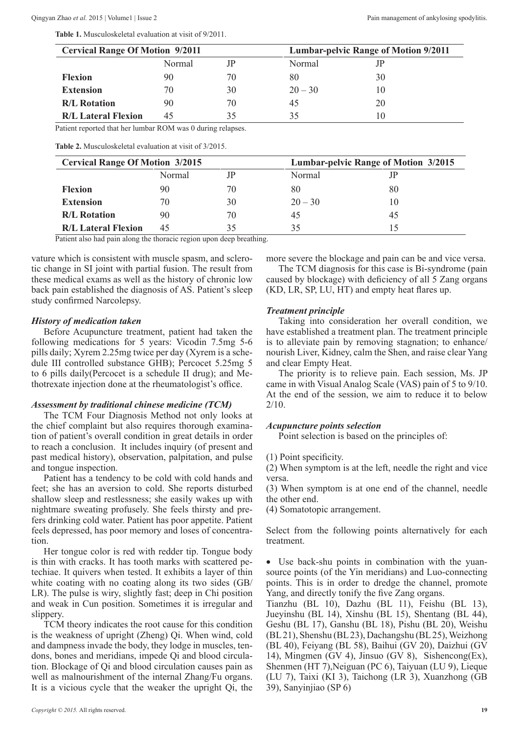**Table 1.** Musculoskeletal evaluation at visit of 9/2011.

| Cervical Range Of Motion 9/2011 | | | Lumbar-pelvic Range of Motion 9/2011 | |
|---|---|---|---|---|
| | Normal | JP | Normal | JP |
| **Flexion** | 90 | 70 | 80 | 30 |
| **Extension** | 70 | 30 | 20 – 30 | 10 |
| **R/L Rotation** | 90 | 70 | 45 | 20 |
| **R/L Lateral Flexion** | 45 | 35 | 35 | 10 |

Patient reported that her lumbar ROM was 0 during relapses.

**Table 2.** Musculoskeletal evaluation at visit of 3/2015.

| Cervical Range Of Motion 3/2015 | | | Lumbar-pelvic Range of Motion 3/2015 | |
|---|---|---|---|---|
| | Normal | JP | Normal | JP |
| **Flexion** | 90 | 70 | 80 | 80 |
| **Extension** | 70 | 30 | 20 – 30 | 10 |
| **R/L Rotation** | 90 | 70 | 45 | 45 |
| **R/L Lateral Flexion** | 45 | 35 | 35 | 15 |

Patient also had pain along the thoracic region upon deep breathing.

vature which is consistent with muscle spasm, and sclerotic change in SI joint with partial fusion. The result from these medical exams as well as the history of chronic low back pain established the diagnosis of AS. Patient's sleep study confirmed Narcolepsy.

### *History of medication taken*

Before Acupuncture treatment, patient had taken the following medications for 5 years: Vicodin 7.5mg 5-6 pills daily; Xyrem 2.25mg twice per day (Xyrem is a schedule III controlled substance GHB); Percocet 5.25mg 5 to 6 pills daily(Percocet is a schedule II drug); and Methotrexate injection done at the rheumatologist's office.

### *Assessment by traditional chinese medicine (TCM)*

The TCM Four Diagnosis Method not only looks at the chief complaint but also requires thorough examination of patient's overall condition in great details in order to reach a conclusion. It includes inquiry (of present and past medical history), observation, palpitation, and pulse and tongue inspection.

Patient has a tendency to be cold with cold hands and feet; she has an aversion to cold. She reports disturbed shallow sleep and restlessness; she easily wakes up with nightmare sweating profusely. She feels thirsty and prefers drinking cold water. Patient has poor appetite. Patient feels depressed, has poor memory and loses of concentration.

Her tongue color is red with redder tip. Tongue body is thin with cracks. It has tooth marks with scattered petechiae. It quivers when tested. It exhibits a layer of thin white coating with no coating along its two sides (GB/LR). The pulse is wiry, slightly fast; deep in Chi position and weak in Cun position. Sometimes it is irregular and slippery.

TCM theory indicates the root cause for this condition is the weakness of upright (Zheng) Qi. When wind, cold and dampness invade the body, they lodge in muscles, tendons, bones and meridians, impede Qi and blood circulation. Blockage of Qi and blood circulation causes pain as well as malnourishment of the internal Zhang/Fu organs. It is a vicious cycle that the weaker the upright Qi, the more severe the blockage and pain can be and vice versa.

The TCM diagnosis for this case is Bi-syndrome (pain caused by blockage) with deficiency of all 5 Zang organs (KD, LR, SP, LU, HT) and empty heat flares up.

### *Treatment principle*

Taking into consideration her overall condition, we have established a treatment plan. The treatment principle is to alleviate pain by removing stagnation; to enhance/nourish Liver, Kidney, calm the Shen, and raise clear Yang and clear Empty Heat.

The priority is to relieve pain. Each session, Ms. JP came in with Visual Analog Scale (VAS) pain of 5 to 9/10. At the end of the session, we aim to reduce it to below 2/10.

### *Acupuncture points selection*

Point selection is based on the principles of:

(1) Point specificity.

(2) When symptom is at the left, needle the right and vice versa.

(3) When symptom is at one end of the channel, needle the other end.

(4) Somatotopic arrangement.

Select from the following points alternatively for each treatment.

- Use back-shu points in combination with the yuan-source points (of the Yin meridians) and Luo-connecting points. This is in order to dredge the channel, promote Yang, and directly tonify the five Zang organs.

Tianzhu (BL 10), Dazhu (BL 11), Feishu (BL 13), Jueyinshu (BL 14), Xinshu (BL 15), Shentang (BL 44), Geshu (BL 17), Ganshu (BL 18), Pishu (BL 20), Weishu (BL 21), Shenshu (BL 23), Dachangshu (BL 25), Weizhong (BL 40), Feiyang (BL 58), Baihui (GV 20), Daizhui (GV 14), Mingmen (GV 4), Jinsuo (GV 8), Sishencong(Ex), Shenmen (HT 7),Neiguan (PC 6), Taiyuan (LU 9), Lieque (LU 7), Taixi (KI 3), Taichong (LR 3), Xuanzhong (GB 39), Sanyinjiao (SP 6)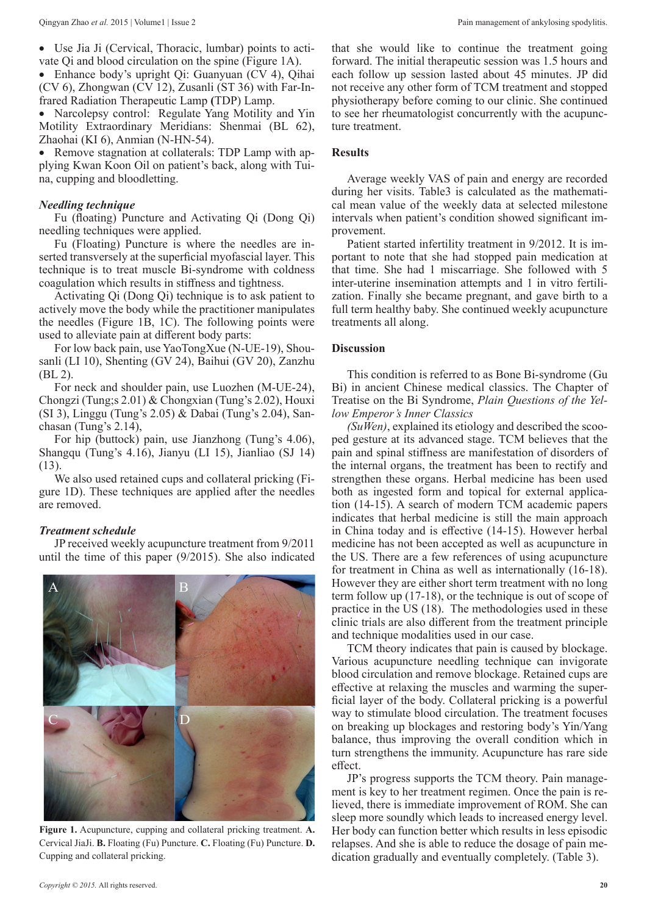- Use Jia Ji (Cervical, Thoracic, lumbar) points to activate Qi and blood circulation on the spine (Figure 1A).
- Enhance body's upright Qi: Guanyuan (CV 4), Qihai (CV 6), Zhongwan (CV 12), Zusanli (ST 36) with Far-Infrared Radiation Therapeutic Lamp **(**TDP) Lamp.
- Narcolepsy control: Regulate Yang Motility and Yin Motility Extraordinary Meridians: Shenmai (BL 62), Zhaohai (KI 6), Anmian (N-HN-54).
- Remove stagnation at collaterals: TDP Lamp with applying Kwan Koon Oil on patient's back, along with Tuina, cupping and bloodletting.

### *Needling technique*

Fu (floating) Puncture and Activating Qi (Dong Qi) needling techniques were applied.

Fu (Floating) Puncture is where the needles are inserted transversely at the superficial myofascial layer. This technique is to treat muscle Bi-syndrome with coldness coagulation which results in stiffness and tightness.

Activating Qi (Dong Qi) technique is to ask patient to actively move the body while the practitioner manipulates the needles (Figure 1B, 1C). The following points were used to alleviate pain at different body parts:

For low back pain, use YaoTongXue (N-UE-19), Shousanli (LI 10), Shenting (GV 24), Baihui (GV 20), Zanzhu (BL 2).

For neck and shoulder pain, use Luozhen (M-UE-24), Chongzi (Tung;s 2.01) & Chongxian (Tung's 2.02), Houxi (SI 3), Linggu (Tung's 2.05) & Dabai (Tung's 2.04), Sanchasan (Tung's 2.14),

For hip (buttock) pain, use Jianzhong (Tung's 4.06), Shangqu (Tung's 4.16), Jianyu (LI 15), Jianliao (SJ 14) (13).

We also used retained cups and collateral pricking (Figure 1D). These techniques are applied after the needles are removed.

### *Treatment schedule*

JP received weekly acupuncture treatment from 9/2011 until the time of this paper (9/2015). She also indicated that she would like to continue the treatment going forward. The initial therapeutic session was 1.5 hours and each follow up session lasted about 45 minutes. JP did not receive any other form of TCM treatment and stopped physiotherapy before coming to our clinic. She continued to see her rheumatologist concurrently with the acupuncture treatment.

**Figure 1.** Acupuncture, cupping and collateral pricking treatment. **A.** Cervical JiaJi. **B.** Floating (Fu) Puncture. **C.** Floating (Fu) Puncture. **D.** Cupping and collateral pricking.

## Results

Average weekly VAS of pain and energy are recorded during her visits. Table3 is calculated as the mathematical mean value of the weekly data at selected milestone intervals when patient's condition showed significant improvement.

Patient started infertility treatment in 9/2012. It is important to note that she had stopped pain medication at that time. She had 1 miscarriage. She followed with 5 inter-uterine insemination attempts and 1 in vitro fertilization. Finally she became pregnant, and gave birth to a full term healthy baby. She continued weekly acupuncture treatments all along.

## Discussion

This condition is referred to as Bone Bi-syndrome (Gu Bi) in ancient Chinese medical classics. The Chapter of Treatise on the Bi Syndrome, *Plain Questions of the Yellow Emperor's Inner Classics (SuWen)*, explained its etiology and described the scooped gesture at its advanced stage. TCM believes that the pain and spinal stiffness are manifestation of disorders of the internal organs, the treatment has been to rectify and strengthen these organs. Herbal medicine has been used both as ingested form and topical for external application (14-15). A search of modern TCM academic papers indicates that herbal medicine is still the main approach in China today and is effective (14-15). However herbal medicine has not been accepted as well as acupuncture in the US. There are a few references of using acupuncture for treatment in China as well as internationally (16-18). However they are either short term treatment with no long term follow up (17-18), or the technique is out of scope of practice in the US (18). The methodologies used in these clinic trials are also different from the treatment principle and technique modalities used in our case.

TCM theory indicates that pain is caused by blockage. Various acupuncture needling technique can invigorate blood circulation and remove blockage. Retained cups are effective at relaxing the muscles and warming the superficial layer of the body. Collateral pricking is a powerful way to stimulate blood circulation. The treatment focuses on breaking up blockages and restoring body's Yin/Yang balance, thus improving the overall condition which in turn strengthens the immunity. Acupuncture has rare side effect.

JP's progress supports the TCM theory. Pain management is key to her treatment regimen. Once the pain is relieved, there is immediate improvement of ROM. She can sleep more soundly which leads to increased energy level. Her body can function better which results in less episodic relapses. And she is able to reduce the dosage of pain medication gradually and eventually completely. (Table 3).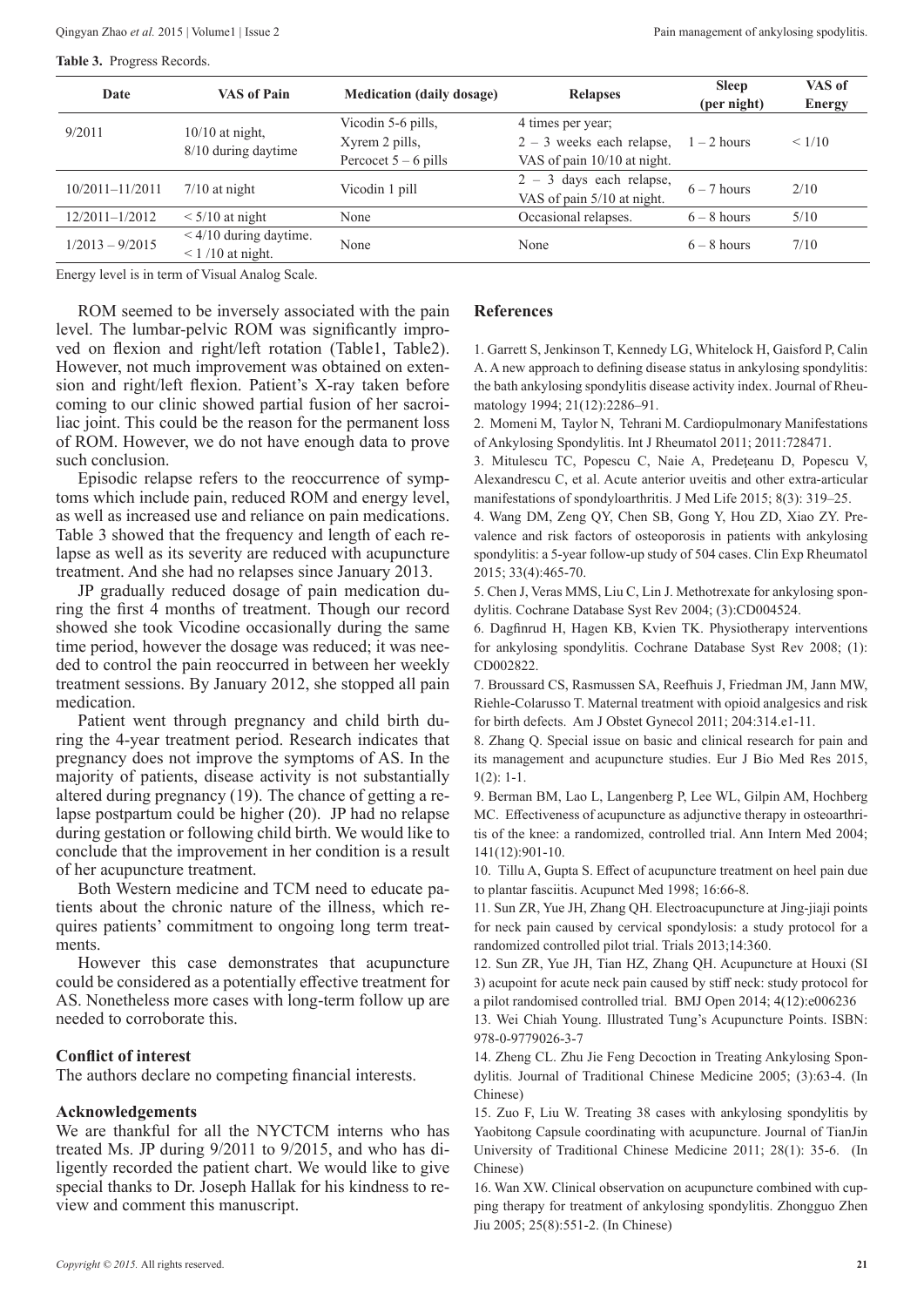**Table 3.** Progress Records.

| Date | VAS of Pain | Medication (daily dosage) | Relapses | Sleep (per night) | VAS of Energy |
|---|---|---|---|---|---|
| 9/2011 | 10/10 at night, 8/10 during daytime | Vicodin 5-6 pills, Xyrem 2 pills, Percocet 5 – 6 pills | 4 times per year; 2 – 3 weeks each relapse, VAS of pain 10/10 at night. | 1 – 2 hours | < 1/10 |
| 10/2011–11/2011 | 7/10 at night | Vicodin 1 pill | 2 – 3 days each relapse, VAS of pain 5/10 at night. | 6 – 7 hours | 2/10 |
| 12/2011–1/2012 | < 5/10 at night | None | Occasional relapses. | 6 – 8 hours | 5/10 |
| 1/2013 – 9/2015 | < 4/10 during daytime. < 1 /10 at night. | None | None | 6 – 8 hours | 7/10 |

Energy level is in term of Visual Analog Scale.

ROM seemed to be inversely associated with the pain level. The lumbar-pelvic ROM was significantly improved on flexion and right/left rotation (Table1, Table2). However, not much improvement was obtained on extension and right/left flexion. Patient's X-ray taken before coming to our clinic showed partial fusion of her sacroiliac joint. This could be the reason for the permanent loss of ROM. However, we do not have enough data to prove such conclusion.

Episodic relapse refers to the reoccurrence of symptoms which include pain, reduced ROM and energy level, as well as increased use and reliance on pain medications. Table 3 showed that the frequency and length of each relapse as well as its severity are reduced with acupuncture treatment. And she had no relapses since January 2013.

JP gradually reduced dosage of pain medication during the first 4 months of treatment. Though our record showed she took Vicodine occasionally during the same time period, however the dosage was reduced; it was needed to control the pain reoccurred in between her weekly treatment sessions. By January 2012, she stopped all pain medication.

Patient went through pregnancy and child birth during the 4-year treatment period. Research indicates that pregnancy does not improve the symptoms of AS. In the majority of patients, disease activity is not substantially altered during pregnancy (19). The chance of getting a relapse postpartum could be higher (20). JP had no relapse during gestation or following child birth. We would like to conclude that the improvement in her condition is a result of her acupuncture treatment.

Both Western medicine and TCM need to educate patients about the chronic nature of the illness, which requires patients' commitment to ongoing long term treatments.

However this case demonstrates that acupuncture could be considered as a potentially effective treatment for AS. Nonetheless more cases with long-term follow up are needed to corroborate this.

## Conflict of interest

The authors declare no competing financial interests.

## Acknowledgements

We are thankful for all the NYCTCM interns who has treated Ms. JP during 9/2011 to 9/2015, and who has diligently recorded the patient chart. We would like to give special thanks to Dr. Joseph Hallak for his kindness to review and comment this manuscript.

## References

1. Garrett S, Jenkinson T, Kennedy LG, Whitelock H, Gaisford P, Calin A. A new approach to defining disease status in ankylosing spondylitis: the bath ankylosing spondylitis disease activity index. Journal of Rheumatology 1994; 21(12):2286–91.
2. Momeni M, Taylor N, Tehrani M. Cardiopulmonary Manifestations of Ankylosing Spondylitis. Int J Rheumatol 2011; 2011:728471.
3. Mitulescu TC, Popescu C, Naie A, Predeţeanu D, Popescu V, Alexandrescu C, et al. Acute anterior uveitis and other extra-articular manifestations of spondyloarthritis. J Med Life 2015; 8(3): 319–25.
4. Wang DM, Zeng QY, Chen SB, Gong Y, Hou ZD, Xiao ZY. Prevalence and risk factors of osteoporosis in patients with ankylosing spondylitis: a 5-year follow-up study of 504 cases. Clin Exp Rheumatol 2015; 33(4):465-70.
5. Chen J, Veras MMS, Liu C, Lin J. Methotrexate for ankylosing spondylitis. Cochrane Database Syst Rev 2004; (3):CD004524.
6. Dagfinrud H, Hagen KB, Kvien TK. Physiotherapy interventions for ankylosing spondylitis. Cochrane Database Syst Rev 2008; (1): CD002822.
7. Broussard CS, Rasmussen SA, Reefhuis J, Friedman JM, Jann MW, Riehle-Colarusso T. Maternal treatment with opioid analgesics and risk for birth defects. Am J Obstet Gynecol 2011; 204:314.e1-11.
8. Zhang Q. Special issue on basic and clinical research for pain and its management and acupuncture studies. Eur J Bio Med Res 2015, 1(2): 1-1.
9. Berman BM, Lao L, Langenberg P, Lee WL, Gilpin AM, Hochberg MC. Effectiveness of acupuncture as adjunctive therapy in osteoarthritis of the knee: a randomized, controlled trial. Ann Intern Med 2004; 141(12):901-10.
10. Tillu A, Gupta S. Effect of acupuncture treatment on heel pain due to plantar fasciitis. Acupunct Med 1998; 16:66-8.
11. Sun ZR, Yue JH, Zhang QH. Electroacupuncture at Jing-jiaji points for neck pain caused by cervical spondylosis: a study protocol for a randomized controlled pilot trial. Trials 2013;14:360.
12. Sun ZR, Yue JH, Tian HZ, Zhang QH. Acupuncture at Houxi (SI 3) acupoint for acute neck pain caused by stiff neck: study protocol for a pilot randomised controlled trial. BMJ Open 2014; 4(12):e006236
13. Wei Chiah Young. Illustrated Tung's Acupuncture Points. ISBN: 978-0-9779026-3-7
14. Zheng CL. Zhu Jie Feng Decoction in Treating Ankylosing Spondylitis. Journal of Traditional Chinese Medicine 2005; (3):63-4. (In Chinese)
15. Zuo F, Liu W. Treating 38 cases with ankylosing spondylitis by Yaobitong Capsule coordinating with acupuncture. Journal of TianJin University of Traditional Chinese Medicine 2011; 28(1): 35-6. (In Chinese)
16. Wan XW. Clinical observation on acupuncture combined with cupping therapy for treatment of ankylosing spondylitis. Zhongguo Zhen Jiu 2005; 25(8):551-2. (In Chinese)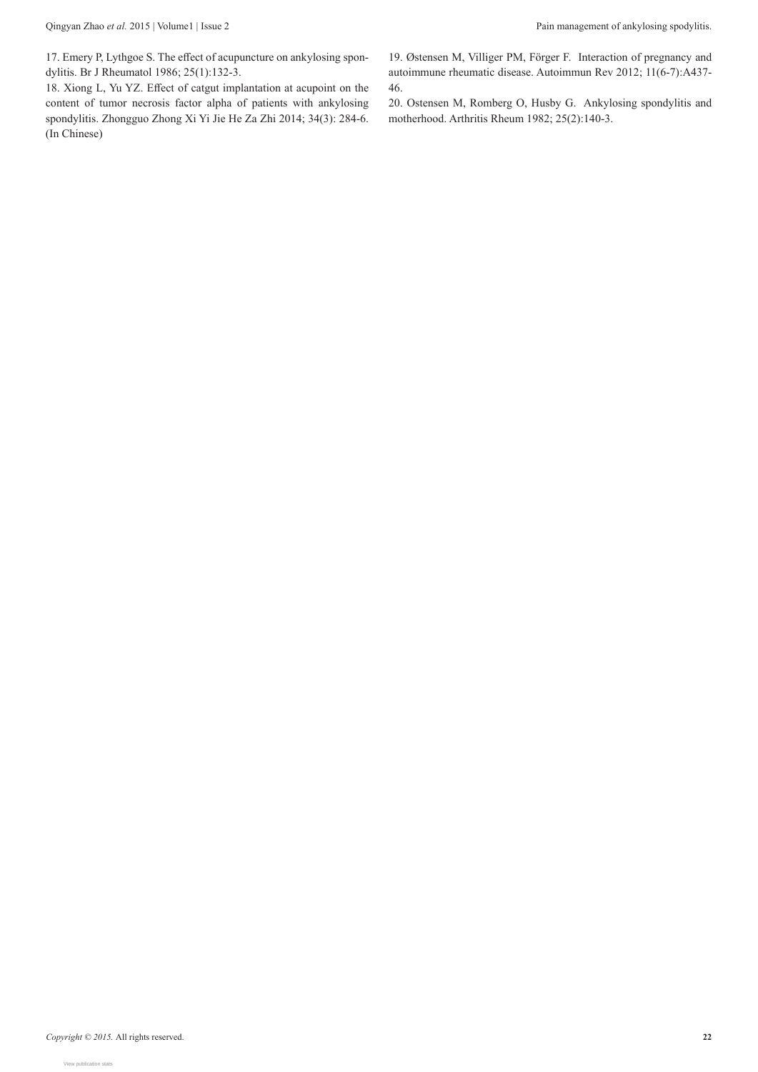17. Emery P, Lythgoe S. The effect of acupuncture on ankylosing spondylitis. Br J Rheumatol 1986; 25(1):132-3.

18. Xiong L, Yu YZ. Effect of catgut implantation at acupoint on the content of tumor necrosis factor alpha of patients with ankylosing spondylitis. Zhongguo Zhong Xi Yi Jie He Za Zhi 2014; 34(3): 284-6. (In Chinese)

19. Østensen M, Villiger PM, Förger F. Interaction of pregnancy and autoimmune rheumatic disease. Autoimmun Rev 2012; 11(6-7):A437-46.

20. Ostensen M, Romberg O, Husby G. Ankylosing spondylitis and motherhood. Arthritis Rheum 1982; 25(2):140-3.